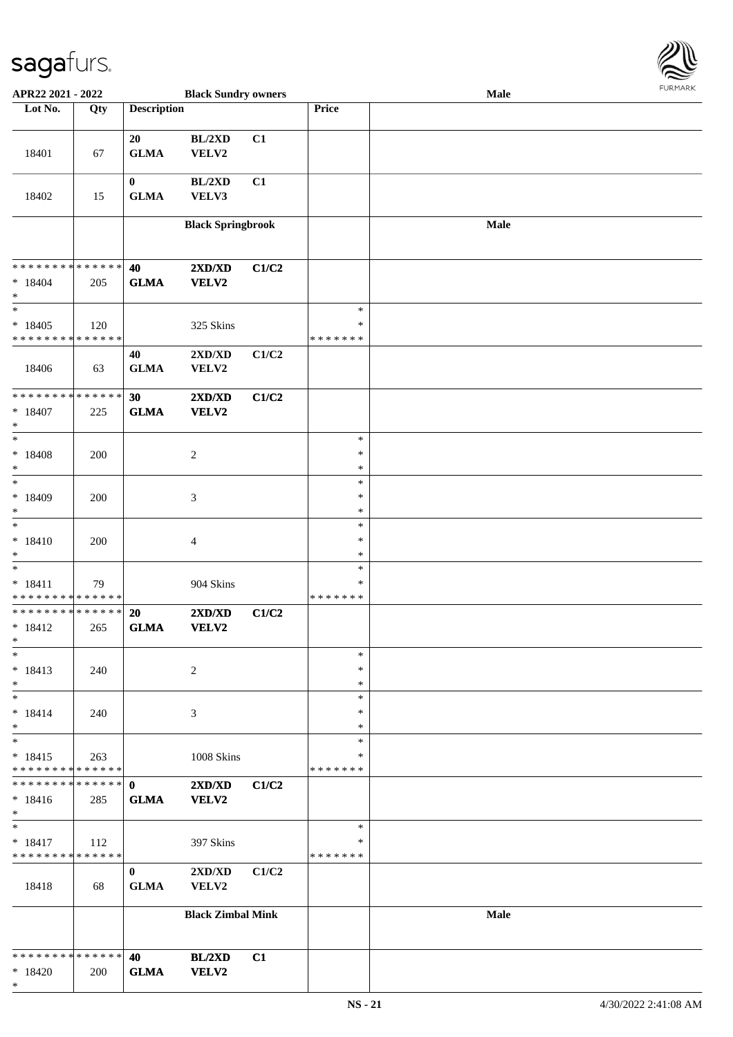| Lot No. | Qty | Description | | | Price | |
|---|---|---|---|---|---|---|
| 18401 | 67 | 20 GLMA | BL/2XD VELV2 | C1 | | |
| 18402 | 15 | 0 GLMA | BL/2XD VELV3 | C1 | | |
| | | | Black Springbrook | | | Male |
| * * * * * * * * * * * * * * * 18404 * | 205 | 40 GLMA | 2XD/XD VELV2 | C1/C2 | | |
| * * 18405 * * * * * * * * * * * * * * | 120 | | 325 Skins | | * * * * * * * * * | |
| 18406 | 63 | 40 GLMA | 2XD/XD VELV2 | C1/C2 | | |
| * * * * * * * * * * * * * * * 18407 * | 225 | 30 GLMA | 2XD/XD VELV2 | C1/C2 | | |
| * * 18408 * | 200 | | 2 | | * * * | |
| * * 18409 * | 200 | | 3 | | * * * | |
| * * 18410 * | 200 | | 4 | | * * * | |
| * * 18411 * * * * * * * * * * * * * * | 79 | | 904 Skins | | * * * * * * * * * | |
| * * * * * * * * * * * * * * * 18412 * | 265 | 20 GLMA | 2XD/XD VELV2 | C1/C2 | | |
| * * 18413 * | 240 | | 2 | | * * * | |
| * * 18414 * | 240 | | 3 | | * * * | |
| * * 18415 * * * * * * * * * * * * * * | 263 | | 1008 Skins | | * * * * * * * * * | |
| * * * * * * * * * * * * * * * 18416 * | 285 | 0 GLMA | 2XD/XD VELV2 | C1/C2 | | |
| * * 18417 * * * * * * * * * * * * * * | 112 | | 397 Skins | | * * * * * * * * * | |
| 18418 | 68 | 0 GLMA | 2XD/XD VELV2 | C1/C2 | | |
| | | | Black Zimbal Mink | | | Male |
| * * * * * * * * * * * * * * * 18420 * | 200 | 40 GLMA | BL/2XD VELV2 | C1 | | |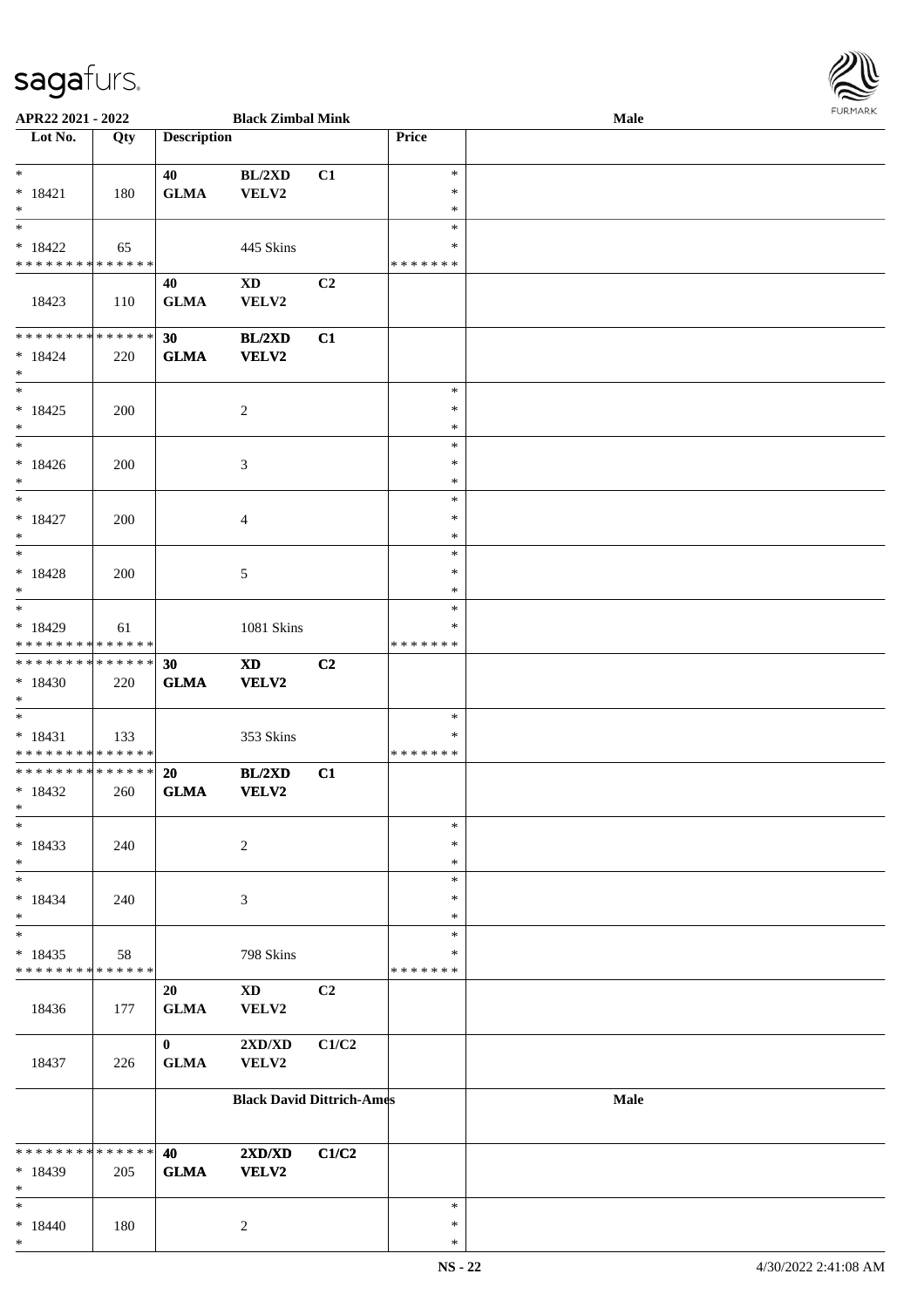**APR22 2021 - 2022** **Black Zimbal Mink** **Male**

| Lot No. | Qty | Description | | | Price | |
|---|---|---|---|---|---|---|
| * | | 40 | BL/2XD | C1 | * | |
| * 18421 | 180 | GLMA | VELV2 | | * | |
| * | | | | | * | |
| * | | | | | * | |
| * 18422 | 65 | | 445 Skins | | * | |
| * * * * * * * * * * * * * * | | | | | * * * * * * * | |
| | | 40 | XD | C2 | | |
| 18423 | 110 | GLMA | VELV2 | | | |
| * * * * * * * * * * * * * * | | 30 | BL/2XD | C1 | | |
| * 18424 | 220 | GLMA | VELV2 | | | |
| * | | | | | | |
| * | | | | | * | |
| * 18425 | 200 | | 2 | | * | |
| * | | | | | * | |
| * | | | | | * | |
| * 18426 | 200 | | 3 | | * | |
| * | | | | | * | |
| * | | | | | * | |
| * 18427 | 200 | | 4 | | * | |
| * | | | | | * | |
| * | | | | | * | |
| * 18428 | 200 | | 5 | | * | |
| * | | | | | * | |
| * | | | | | * | |
| * 18429 | 61 | | 1081 Skins | | * | |
| * * * * * * * * * * * * * * | | | | | * * * * * * * | |
| * * * * * * * * * * * * * * | | 30 | XD | C2 | | |
| * 18430 | 220 | GLMA | VELV2 | | | |
| * | | | | | | |
| * | | | | | * | |
| * 18431 | 133 | | 353 Skins | | * | |
| * * * * * * * * * * * * * * | | | | | * * * * * * * | |
| * * * * * * * * * * * * * * | | 20 | BL/2XD | C1 | | |
| * 18432 | 260 | GLMA | VELV2 | | | |
| * | | | | | | |
| * | | | | | * | |
| * 18433 | 240 | | 2 | | * | |
| * | | | | | * | |
| * | | | | | * | |
| * 18434 | 240 | | 3 | | * | |
| * | | | | | * | |
| * | | | | | * | |
| * 18435 | 58 | | 798 Skins | | * | |
| * * * * * * * * * * * * * * | | | | | * * * * * * * | |
| | | 20 | XD | C2 | | |
| 18436 | 177 | GLMA | VELV2 | | | |
| | | 0 | 2XD/XD | C1/C2 | | |
| 18437 | 226 | GLMA | VELV2 | | | |
| | | **Black David Dittrich-Ames** | | | | **Male** |
| * * * * * * * * * * * * * * | | 40 | 2XD/XD | C1/C2 | | |
| * 18439 | 205 | GLMA | VELV2 | | | |
| * | | | | | | |
| * | | | | | * | |
| * 18440 | 180 | | 2 | | * | |
| * | | | | | * | |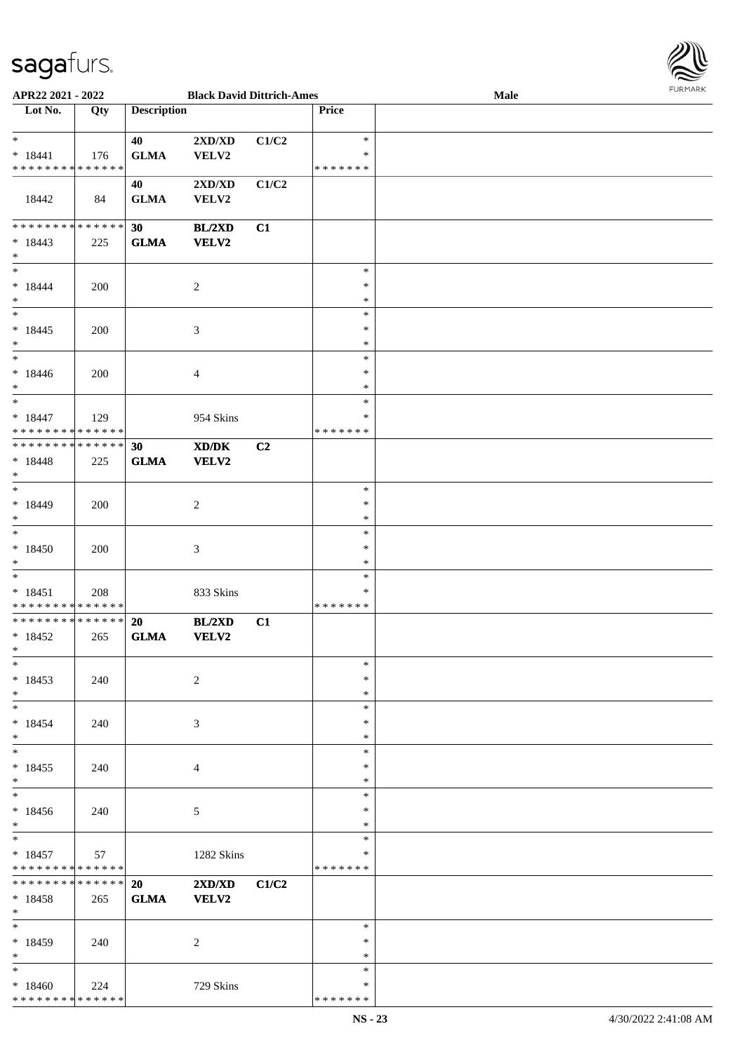| Lot No. | Qty | Description | | | Price | |
|---|---|---|---|---|---|---|
| * | | 40 | 2XD/XD | C1/C2 | * | |
| * 18441 | 176 | GLMA | VELV2 | | * | |
| * * * * * * * * * * * * * * | | | | | * * * * * * * | |
| | | 40 | 2XD/XD | C1/C2 | | |
| 18442 | 84 | GLMA | VELV2 | | | |
| * * * * * * * * * * * * * * | | 30 | BL/2XD | C1 | | |
| * 18443 | 225 | GLMA | VELV2 | | | |
| * | | | | | | |
| * | | | | | * | |
| * 18444 | 200 | | 2 | | * | |
| * | | | | | * | |
| * | | | | | * | |
| * 18445 | 200 | | 3 | | * | |
| * | | | | | * | |
| * | | | | | * | |
| * 18446 | 200 | | 4 | | * | |
| * | | | | | * | |
| * | | | | | * | |
| * 18447 | 129 | | 954 Skins | | * | |
| * * * * * * * * * * * * * * | | | | | * * * * * * * | |
| * * * * * * * * * * * * * * | | 30 | XD/DK | C2 | | |
| * 18448 | 225 | GLMA | VELV2 | | | |
| * | | | | | | |
| * | | | | | * | |
| * 18449 | 200 | | 2 | | * | |
| * | | | | | * | |
| * | | | | | * | |
| * 18450 | 200 | | 3 | | * | |
| * | | | | | * | |
| * | | | | | * | |
| * 18451 | 208 | | 833 Skins | | * | |
| * * * * * * * * * * * * * * | | | | | * * * * * * * | |
| * * * * * * * * * * * * * * | | 20 | BL/2XD | C1 | | |
| * 18452 | 265 | GLMA | VELV2 | | | |
| * | | | | | | |
| * | | | | | * | |
| * 18453 | 240 | | 2 | | * | |
| * | | | | | * | |
| * | | | | | * | |
| * 18454 | 240 | | 3 | | * | |
| * | | | | | * | |
| * | | | | | * | |
| * 18455 | 240 | | 4 | | * | |
| * | | | | | * | |
| * | | | | | * | |
| * 18456 | 240 | | 5 | | * | |
| * | | | | | * | |
| * | | | | | * | |
| * 18457 | 57 | | 1282 Skins | | * | |
| * * * * * * * * * * * * * * | | | | | * * * * * * * | |
| * * * * * * * * * * * * * * | | 20 | 2XD/XD | C1/C2 | | |
| * 18458 | 265 | GLMA | VELV2 | | | |
| * | | | | | | |
| * | | | | | * | |
| * 18459 | 240 | | 2 | | * | |
| * | | | | | * | |
| * | | | | | * | |
| * 18460 | 224 | | 729 Skins | | * | |
| * * * * * * * * * * * * * * | | | | | * * * * * * * | |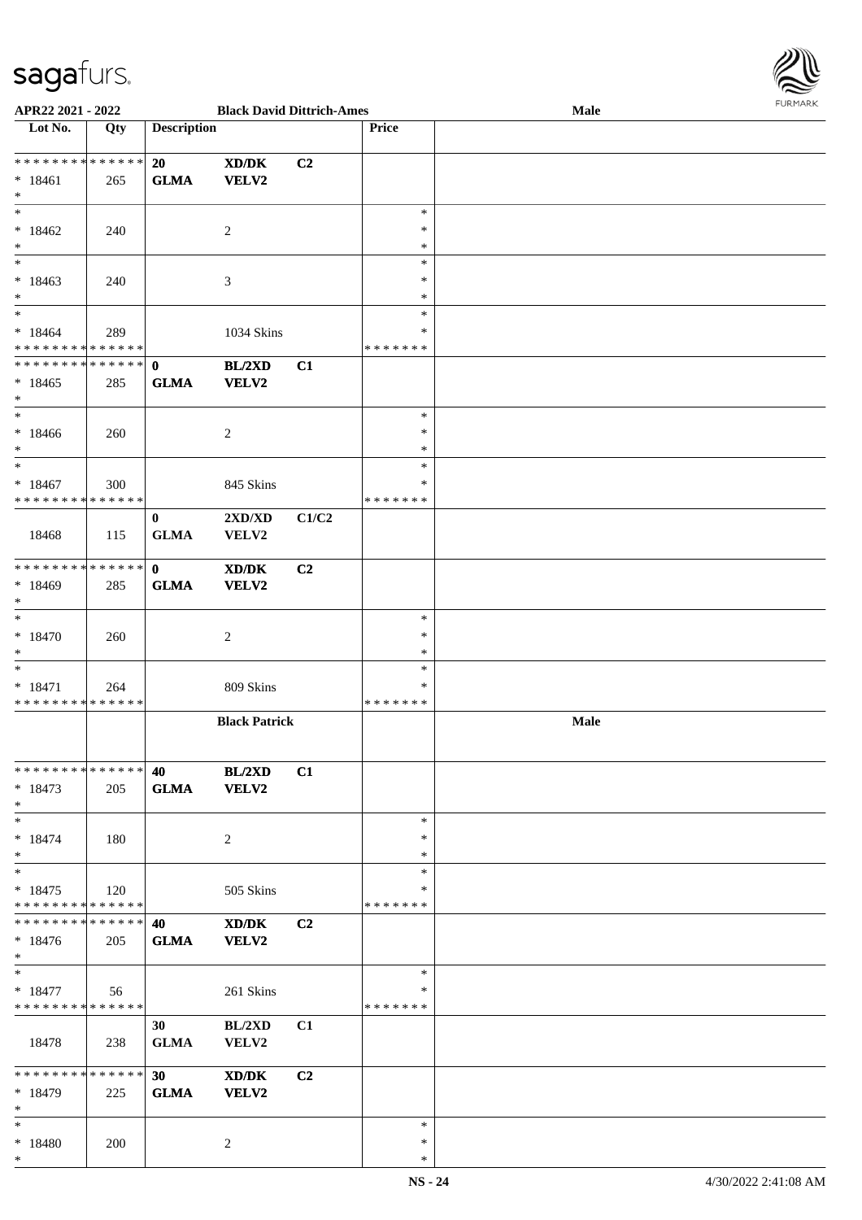| Lot No. | Qty | Description | | | Price | |
|---|---|---|---|---|---|---|
| ************** | | 20 | XD/DK | C2 | | |
| * 18461 | 265 | GLMA | VELV2 | | | |
| * | | | | | | |
| * | | | | | * | |
| * 18462 | 240 | | 2 | | * | |
| * | | | | | * | |
| * | | | | | * | |
| * 18463 | 240 | | 3 | | * | |
| * | | | | | * | |
| * | | | | | * | |
| * 18464 | 289 | | 1034 Skins | | * | |
| ************** | | | | | ******* | |
| ************** | | 0 | BL/2XD | C1 | | |
| * 18465 | 285 | GLMA | VELV2 | | | |
| * | | | | | | |
| * | | | | | * | |
| * 18466 | 260 | | 2 | | * | |
| * | | | | | * | |
| * | | | | | * | |
| * 18467 | 300 | | 845 Skins | | * | |
| ************** | | | | | ******* | |
| | | 0 | 2XD/XD | C1/C2 | | |
| 18468 | 115 | GLMA | VELV2 | | | |
| ************** | | 0 | XD/DK | C2 | | |
| * 18469 | 285 | GLMA | VELV2 | | | |
| * | | | | | | |
| * | | | | | * | |
| * 18470 | 260 | | 2 | | * | |
| * | | | | | * | |
| * | | | | | * | |
| * 18471 | 264 | | 809 Skins | | * | |
| ************** | | | | | ******* | |
| | | | **Black Patrick** | | | **Male** |
| ************** | | 40 | BL/2XD | C1 | | |
| * 18473 | 205 | GLMA | VELV2 | | | |
| * | | | | | | |
| * | | | | | * | |
| * 18474 | 180 | | 2 | | * | |
| * | | | | | * | |
| * | | | | | * | |
| * 18475 | 120 | | 505 Skins | | * | |
| ************** | | | | | ******* | |
| ************** | | 40 | XD/DK | C2 | | |
| * 18476 | 205 | GLMA | VELV2 | | | |
| * | | | | | | |
| * | | | | | * | |
| * 18477 | 56 | | 261 Skins | | * | |
| ************** | | | | | ******* | |
| | | 30 | BL/2XD | C1 | | |
| 18478 | 238 | GLMA | VELV2 | | | |
| ************** | | 30 | XD/DK | C2 | | |
| * 18479 | 225 | GLMA | VELV2 | | | |
| * | | | | | | |
| * | | | | | * | |
| * 18480 | 200 | | 2 | | * | |
| * | | | | | * | |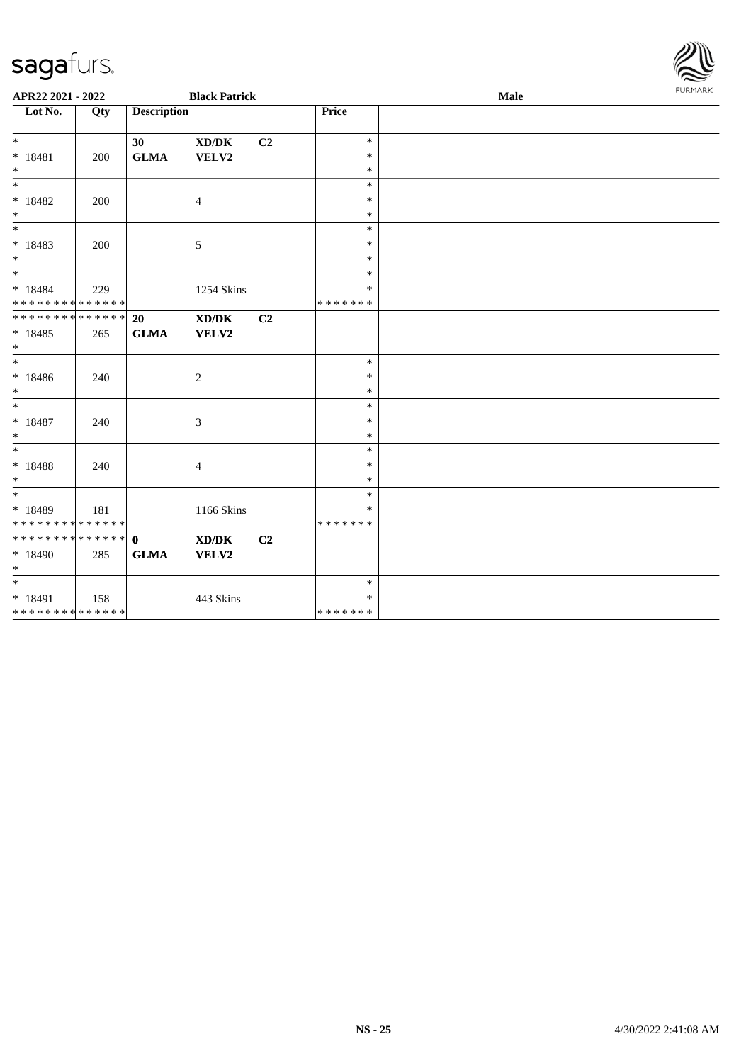APR22 2021 - 2022 | Black Patrick | Male

| Lot No. | Qty | Description | | | Price | |
|---|---|---|---|---|---|---|
| * | | 30 | XD/DK | C2 | * | |
| * 18481 | 200 | GLMA | VELV2 | | * | |
| * | | | | | * | |
| * | | | | | * | |
| * 18482 | 200 | | 4 | | * | |
| * | | | | | * | |
| * | | | | | * | |
| * 18483 | 200 | | 5 | | * | |
| * | | | | | * | |
| * | | | | | * | |
| * 18484 | 229 | | 1254 Skins | | * | |
| * * * * * * * * * * * * * * | | | | | * * * * * * * | |
| * * * * * * * * * * * * * * | | 20 | XD/DK | C2 | | |
| * 18485 | 265 | GLMA | VELV2 | | | |
| * | | | | | | |
| * | | | | | * | |
| * 18486 | 240 | | 2 | | * | |
| * | | | | | * | |
| * | | | | | * | |
| * 18487 | 240 | | 3 | | * | |
| * | | | | | * | |
| * | | | | | * | |
| * 18488 | 240 | | 4 | | * | |
| * | | | | | * | |
| * | | | | | * | |
| * 18489 | 181 | | 1166 Skins | | * | |
| * * * * * * * * * * * * * * | | | | | * * * * * * * | |
| * * * * * * * * * * * * * * | | 0 | XD/DK | C2 | | |
| * 18490 | 285 | GLMA | VELV2 | | | |
| * | | | | | | |
| * | | | | | * | |
| * 18491 | 158 | | 443 Skins | | * | |
| * * * * * * * * * * * * * * | | | | | * * * * * * * | |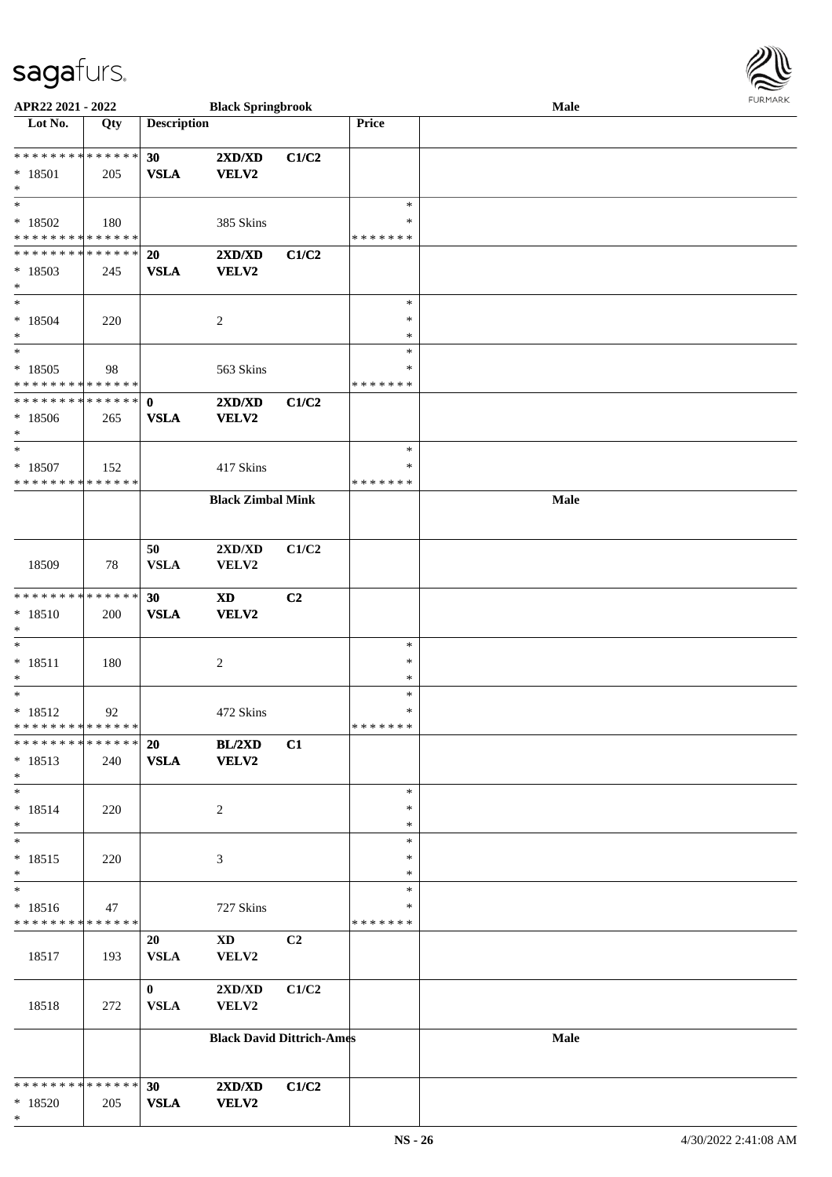| Lot No. | Qty | Description | | | Price | |
|---|---|---|---|---|---|---|
| | | **Black Springbrook** | | | | **Male** |
| * * * * * * * * * * * * * * | | **30** | **2XD/XD** | **C1/C2** | | |
| * 18501 | 205 | **VSLA** | **VELV2** | | | |
| * | | | | | | |
| * | | | | | * | |
| * 18502 | 180 | | 385 Skins | | * | |
| * * * * * * * * * * * * * * | | | | | * * * * * * * | |
| * * * * * * * * * * * * * * | | **20** | **2XD/XD** | **C1/C2** | | |
| * 18503 | 245 | **VSLA** | **VELV2** | | | |
| * | | | | | | |
| * | | | | | * | |
| * 18504 | 220 | | 2 | | * | |
| * | | | | | * | |
| * | | | | | * | |
| * 18505 | 98 | | 563 Skins | | * | |
| * * * * * * * * * * * * * * | | | | | * * * * * * * | |
| * * * * * * * * * * * * * * | | **0** | **2XD/XD** | **C1/C2** | | |
| * 18506 | 265 | **VSLA** | **VELV2** | | | |
| * | | | | | | |
| * | | | | | * | |
| * 18507 | 152 | | 417 Skins | | * | |
| * * * * * * * * * * * * * * | | | | | * * * * * * * | |
| | | **Black Zimbal Mink** | | | | **Male** |
| 18509 | 78 | **50** **VSLA** | **2XD/XD** **VELV2** | **C1/C2** | | |
| * * * * * * * * * * * * * * | | **30** | **XD** | **C2** | | |
| * 18510 | 200 | **VSLA** | **VELV2** | | | |
| * | | | | | | |
| * | | | | | * | |
| * 18511 | 180 | | 2 | | * | |
| * | | | | | * | |
| * | | | | | * | |
| * 18512 | 92 | | 472 Skins | | * | |
| * * * * * * * * * * * * * * | | | | | * * * * * * * | |
| * * * * * * * * * * * * * * | | **20** | **BL/2XD** | **C1** | | |
| * 18513 | 240 | **VSLA** | **VELV2** | | | |
| * | | | | | | |
| * | | | | | * | |
| * 18514 | 220 | | 2 | | * | |
| * | | | | | * | |
| * | | | | | * | |
| * 18515 | 220 | | 3 | | * | |
| * | | | | | * | |
| * | | | | | * | |
| * 18516 | 47 | | 727 Skins | | * | |
| * * * * * * * * * * * * * * | | | | | * * * * * * * | |
| 18517 | 193 | **20** **VSLA** | **XD** **VELV2** | **C2** | | |
| 18518 | 272 | **0** **VSLA** | **2XD/XD** **VELV2** | **C1/C2** | | |
| | | **Black David Dittrich-Ames** | | | | **Male** |
| * * * * * * * * * * * * * * | | **30** | **2XD/XD** | **C1/C2** | | |
| * 18520 | 205 | **VSLA** | **VELV2** | | | |
| * | | | | | | |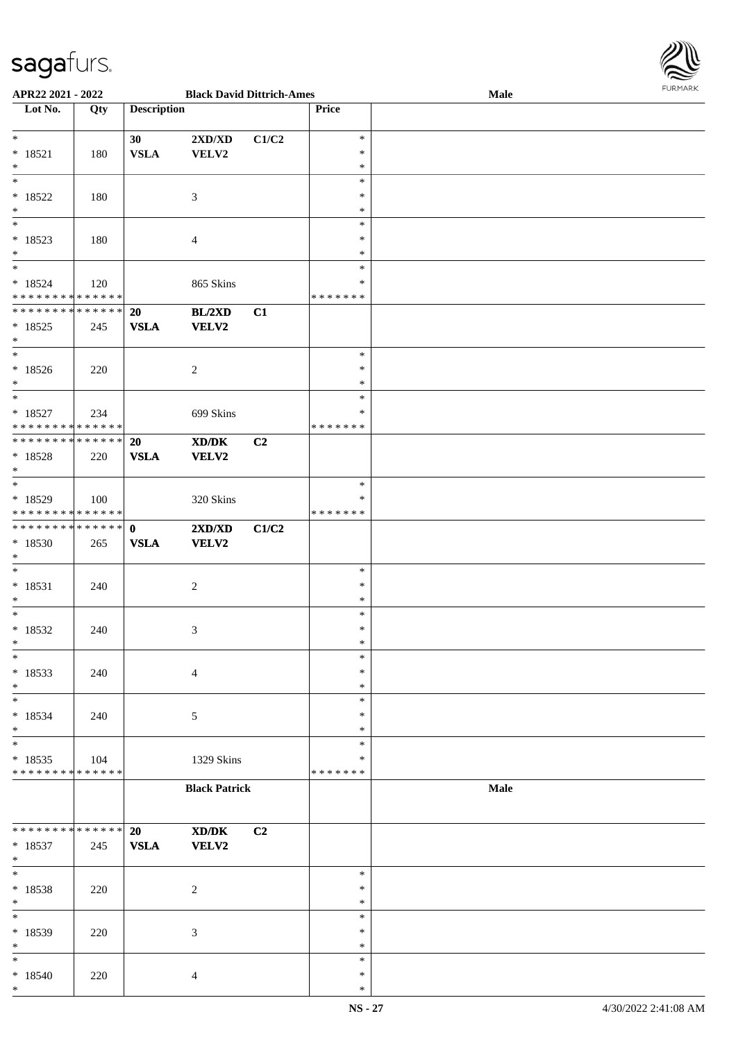**APR22 2021 - 2022** **Black David Dittrich-Ames** **Male**

| Lot No. | Qty | Description | | | Price | |
|---|---|---|---|---|---|---|
| * 18521 * | 180 | 30 VSLA | 2XD/XD VELV2 | C1/C2 | * * * | |
| * 18522 * | 180 | | 3 | | * * * | |
| * 18523 * | 180 | | 4 | | * * * | |
| * 18524 * * * * * * * * * * * * * * | 120 | | 865 Skins | | * * * * * * * * | |
| * * * * * * * * * * * * * * 18525 * | 245 | 20 VSLA | BL/2XD VELV2 | C1 | | |
| * 18526 * | 220 | | 2 | | * * * | |
| * 18527 * * * * * * * * * * * * * * | 234 | | 699 Skins | | * * * * * * * * | |
| * * * * * * * * * * * * * * 18528 * | 220 | 20 VSLA | XD/DK VELV2 | C2 | | |
| * 18529 * * * * * * * * * * * * * * | 100 | | 320 Skins | | * * * * * * * * | |
| * * * * * * * * * * * * * * 18530 * | 265 | 0 VSLA | 2XD/XD VELV2 | C1/C2 | | |
| * 18531 * | 240 | | 2 | | * * * | |
| * 18532 * | 240 | | 3 | | * * * | |
| * 18533 * | 240 | | 4 | | * * * | |
| * 18534 * | 240 | | 5 | | * * * | |
| * 18535 * * * * * * * * * * * * * * | 104 | | 1329 Skins | | * * * * * * * * | |
| | | | **Black Patrick** | | | **Male** |
| * * * * * * * * * * * * * * 18537 * | 245 | 20 VSLA | XD/DK VELV2 | C2 | | |
| * 18538 * | 220 | | 2 | | * * * | |
| * 18539 * | 220 | | 3 | | * * * | |
| * 18540 * | 220 | | 4 | | * * * | |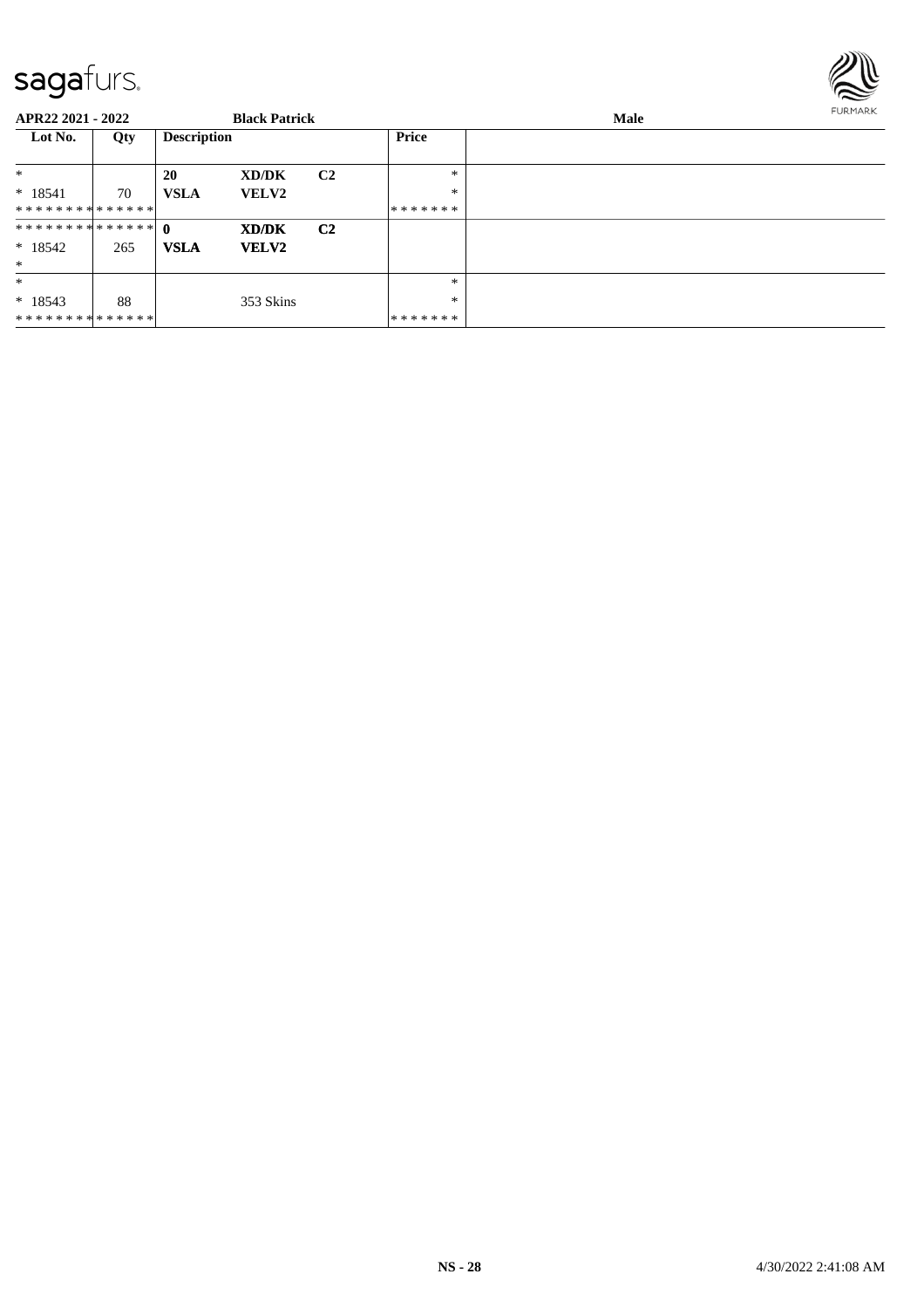APR22 2021 - 2022 **Black Patrick** **Male**

| Lot No. | Qty | Description | | | Price | |
|---|---|---|---|---|---|---|
| * | | **20** | **XD/DK** | **C2** | * | |
| * 18541 | 70 | **VSLA** | **VELV2** | | * | |
| * * * * * * * * * * * * * * | | | | | * * * * * * * | |
| * * * * * * * * * * * * * * | | **0** | **XD/DK** | **C2** | | |
| * 18542 | 265 | **VSLA** | **VELV2** | | | |
| * | | | | | | |
| * | | | | | * | |
| * 18543 | 88 | | 353 Skins | | * | |
| * * * * * * * * * * * * * * | | | | | * * * * * * * | |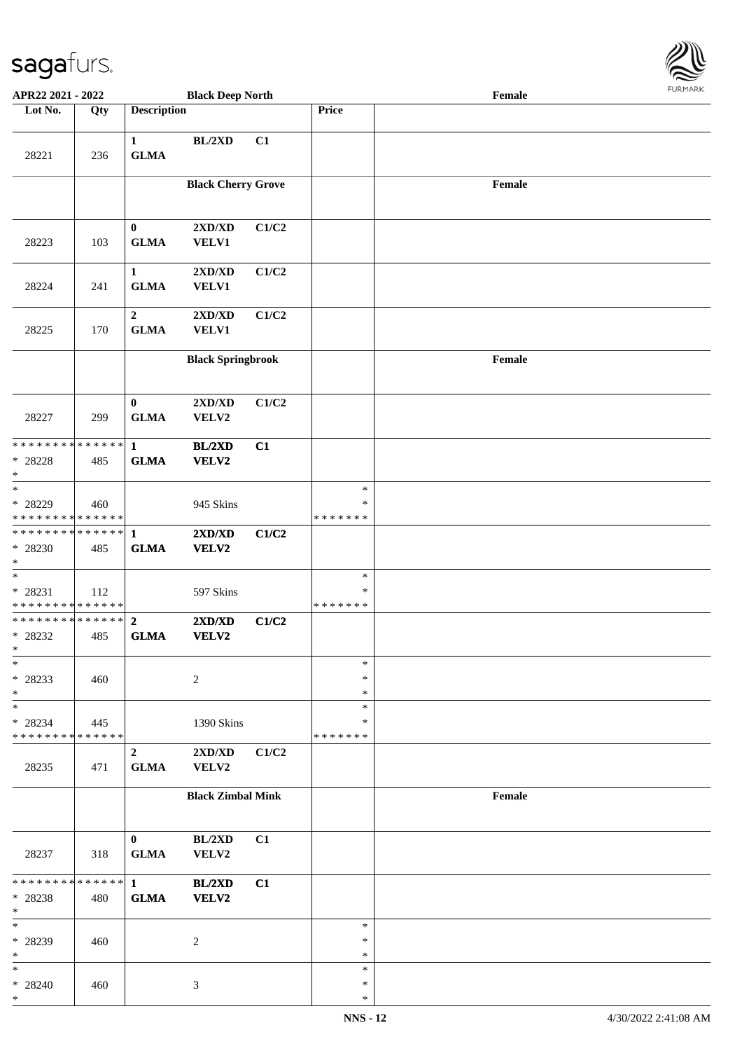| Lot No. | Qty | Description | | | Price | Female |
|---|---|---|---|---|---|---|
| 28221 | 236 | 1 GLMA | BL/2XD | C1 | | |
| | | | **Black Cherry Grove** | | | **Female** |
| 28223 | 103 | 0 GLMA | 2XD/XD VELV1 | C1/C2 | | |
| 28224 | 241 | 1 GLMA | 2XD/XD VELV1 | C1/C2 | | |
| 28225 | 170 | 2 GLMA | 2XD/XD VELV1 | C1/C2 | | |
| | | | **Black Springbrook** | | | **Female** |
| 28227 | 299 | 0 GLMA | 2XD/XD VELV2 | C1/C2 | | |
| * * * * * * * * * * * * * * 28228 * | 485 | 1 GLMA | BL/2XD VELV2 | C1 | | |
| * * 28229 * * * * * * * * * * * * * * | 460 | | 945 Skins | | * * * * * * * * * | |
| * * * * * * * * * * * * * * 28230 * | 485 | 1 GLMA | 2XD/XD VELV2 | C1/C2 | | |
| * * 28231 * * * * * * * * * * * * * * | 112 | | 597 Skins | | * * * * * * * * * | |
| * * * * * * * * * * * * * * 28232 * | 485 | 2 GLMA | 2XD/XD VELV2 | C1/C2 | | |
| * * 28233 * | 460 | | 2 | | * * * | |
| * * 28234 * * * * * * * * * * * * * * | 445 | | 1390 Skins | | * * * * * * * * * | |
| 28235 | 471 | 2 GLMA | 2XD/XD VELV2 | C1/C2 | | |
| | | | **Black Zimbal Mink** | | | **Female** |
| 28237 | 318 | 0 GLMA | BL/2XD VELV2 | C1 | | |
| * * * * * * * * * * * * * * 28238 * | 480 | 1 GLMA | BL/2XD VELV2 | C1 | | |
| * * 28239 * | 460 | | 2 | | * * * | |
| * * 28240 * | 460 | | 3 | | * * * | |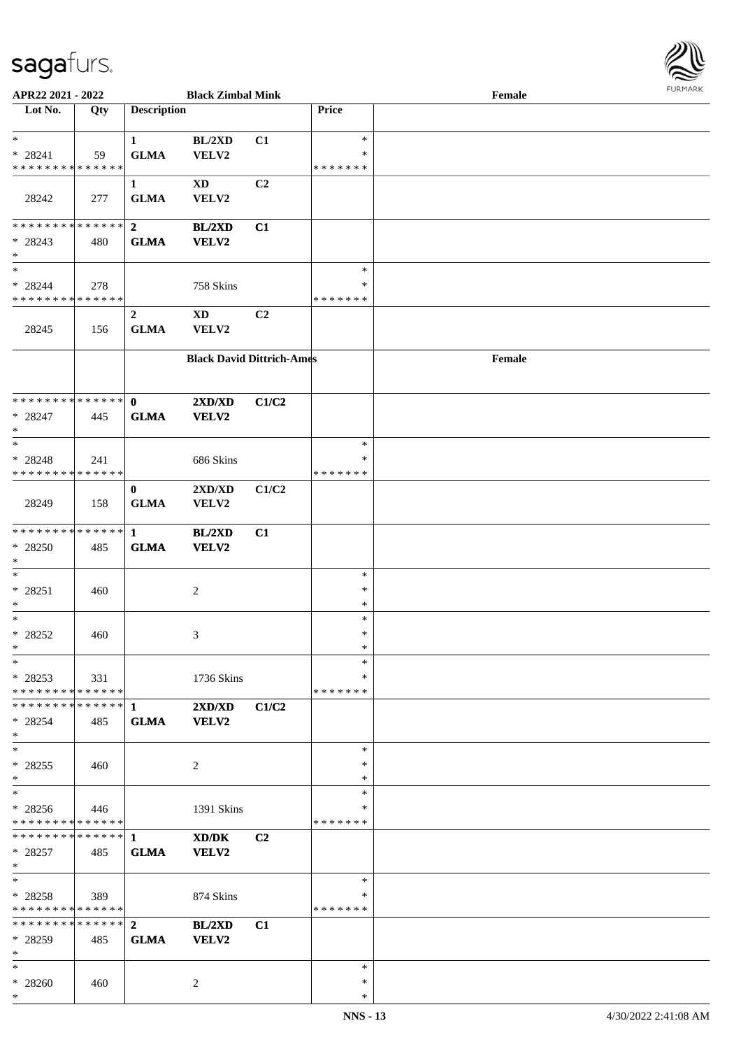**APR22 2021 - 2022** **Black Zimbal Mink** **Female**

| Lot No. | Qty | Description | | | Price | |
|---|---|---|---|---|---|---|
| * | | 1 | BL/2XD | C1 | * | |
| * 28241 | 59 | GLMA | VELV2 | | * | |
| * * * * * * * * * * * * * * | | | | | * * * * * * * | |
| | | 1 | XD | C2 | | |
| 28242 | 277 | GLMA | VELV2 | | | |
| * * * * * * * * * * * * * * | | 2 | BL/2XD | C1 | | |
| * 28243 | 480 | GLMA | VELV2 | | | |
| * | | | | | | |
| * | | | | | * | |
| * 28244 | 278 | | 758 Skins | | * | |
| * * * * * * * * * * * * * * | | | | | * * * * * * * | |
| | | 2 | XD | C2 | | |
| 28245 | 156 | GLMA | VELV2 | | | |
| | | **Black David Dittrich-Ames** | | | | **Female** |
| * * * * * * * * * * * * * * | | 0 | 2XD/XD | C1/C2 | | |
| * 28247 | 445 | GLMA | VELV2 | | | |
| * | | | | | | |
| * | | | | | * | |
| * 28248 | 241 | | 686 Skins | | * | |
| * * * * * * * * * * * * * * | | | | | * * * * * * * | |
| | | 0 | 2XD/XD | C1/C2 | | |
| 28249 | 158 | GLMA | VELV2 | | | |
| * * * * * * * * * * * * * * | | 1 | BL/2XD | C1 | | |
| * 28250 | 485 | GLMA | VELV2 | | | |
| * | | | | | | |
| * | | | | | * | |
| * 28251 | 460 | | 2 | | * | |
| * | | | | | * | |
| * | | | | | * | |
| * 28252 | 460 | | 3 | | * | |
| * | | | | | * | |
| * | | | | | * | |
| * 28253 | 331 | | 1736 Skins | | * | |
| * * * * * * * * * * * * * * | | | | | * * * * * * * | |
| * * * * * * * * * * * * * * | | 1 | 2XD/XD | C1/C2 | | |
| * 28254 | 485 | GLMA | VELV2 | | | |
| * | | | | | | |
| * | | | | | * | |
| * 28255 | 460 | | 2 | | * | |
| * | | | | | * | |
| * | | | | | * | |
| * 28256 | 446 | | 1391 Skins | | * | |
| * * * * * * * * * * * * * * | | | | | * * * * * * * | |
| * * * * * * * * * * * * * * | | 1 | XD/DK | C2 | | |
| * 28257 | 485 | GLMA | VELV2 | | | |
| * | | | | | | |
| * | | | | | * | |
| * 28258 | 389 | | 874 Skins | | * | |
| * * * * * * * * * * * * * * | | | | | * * * * * * * | |
| * * * * * * * * * * * * * * | | 2 | BL/2XD | C1 | | |
| * 28259 | 485 | GLMA | VELV2 | | | |
| * | | | | | | |
| * | | | | | * | |
| * 28260 | 460 | | 2 | | * | |
| * | | | | | * | |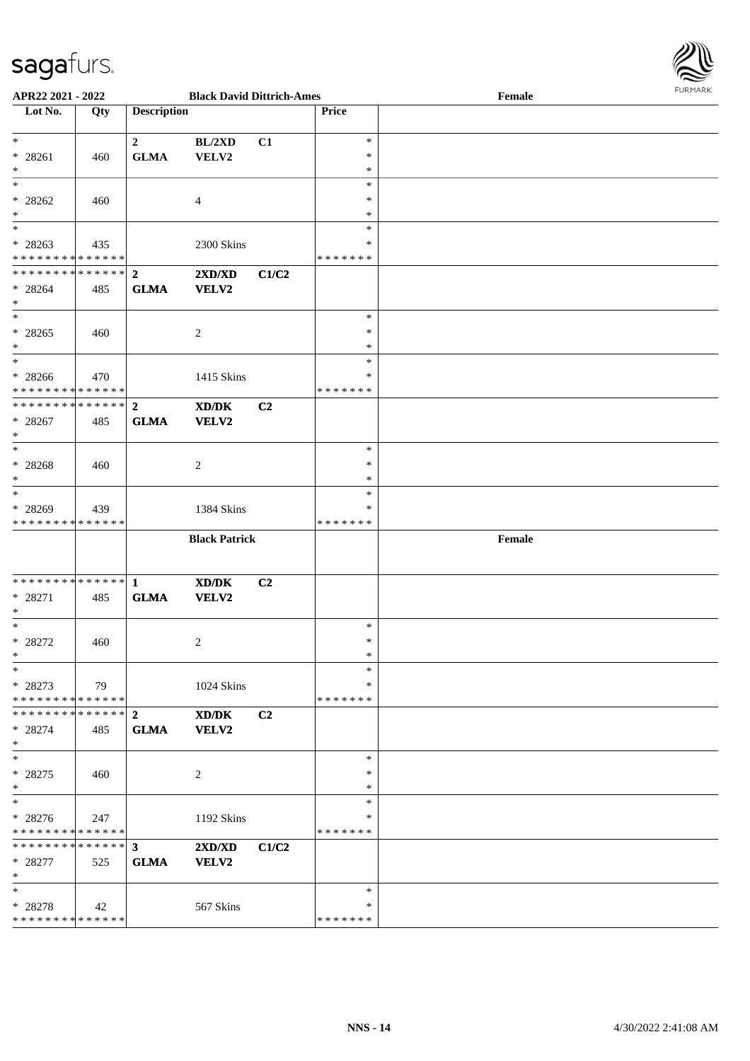APR22 2021 - 2022 — Black David Dittrich-Ames — Female

| Lot No. | Qty | Description | | | Price | |
|---|---|---|---|---|---|---|
| * | | 2 | BL/2XD | C1 | * | |
| * 28261 | 460 | GLMA | VELV2 | | * | |
| * | | | | | * | |
| * | | | | | * | |
| * 28262 | 460 | | 4 | | * | |
| * | | | | | * | |
| * | | | | | * | |
| * 28263 | 435 | | 2300 Skins | | * | |
| * * * * * * * * * * * * * * | | | | | * * * * * * * | |
| * * * * * * * * * * * * * * | | 2 | 2XD/XD | C1/C2 | | |
| * 28264 | 485 | GLMA | VELV2 | | | |
| * | | | | | | |
| * | | | | | * | |
| * 28265 | 460 | | 2 | | * | |
| * | | | | | * | |
| * | | | | | * | |
| * 28266 | 470 | | 1415 Skins | | * | |
| * * * * * * * * * * * * * * | | | | | * * * * * * * | |
| * * * * * * * * * * * * * * | | 2 | XD/DK | C2 | | |
| * 28267 | 485 | GLMA | VELV2 | | | |
| * | | | | | | |
| * | | | | | * | |
| * 28268 | 460 | | 2 | | * | |
| * | | | | | * | |
| * | | | | | * | |
| * 28269 | 439 | | 1384 Skins | | * | |
| * * * * * * * * * * * * * * | | | | | * * * * * * * | |
| | | | Black Patrick | | | Female |
| * * * * * * * * * * * * * * | | 1 | XD/DK | C2 | | |
| * 28271 | 485 | GLMA | VELV2 | | | |
| * | | | | | | |
| * | | | | | * | |
| * 28272 | 460 | | 2 | | * | |
| * | | | | | * | |
| * | | | | | * | |
| * 28273 | 79 | | 1024 Skins | | * | |
| * * * * * * * * * * * * * * | | | | | * * * * * * * | |
| * * * * * * * * * * * * * * | | 2 | XD/DK | C2 | | |
| * 28274 | 485 | GLMA | VELV2 | | | |
| * | | | | | | |
| * | | | | | * | |
| * 28275 | 460 | | 2 | | * | |
| * | | | | | * | |
| * | | | | | * | |
| * 28276 | 247 | | 1192 Skins | | * | |
| * * * * * * * * * * * * * * | | | | | * * * * * * * | |
| * * * * * * * * * * * * * * | | 3 | 2XD/XD | C1/C2 | | |
| * 28277 | 525 | GLMA | VELV2 | | | |
| * | | | | | | |
| * | | | | | * | |
| * 28278 | 42 | | 567 Skins | | * | |
| * * * * * * * * * * * * * * | | | | | * * * * * * * | |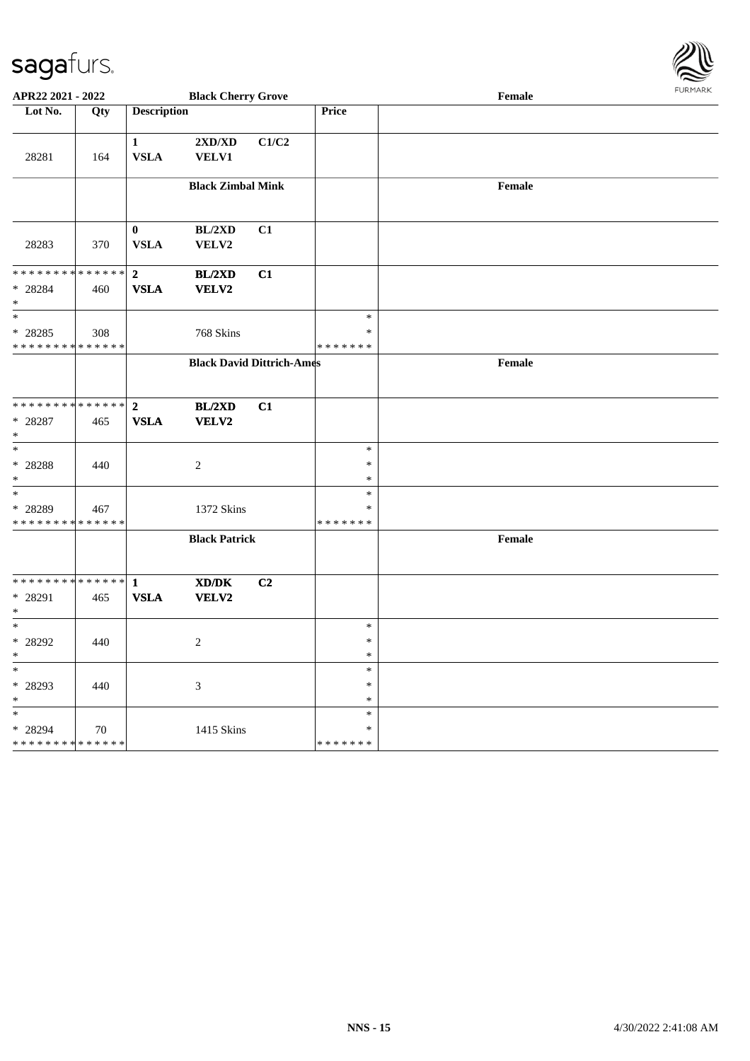| Lot No. | Qty | Description | | | Price | |
|---|---|---|---|---|---|---|
| | | **Black Cherry Grove** | | | | Female |
| 28281 | 164 | 1 VSLA | 2XD/XD VELV1 | C1/C2 | | |
| | | **Black Zimbal Mink** | | | | Female |
| 28283 | 370 | 0 VSLA | BL/2XD VELV2 | C1 | | |
| * * * * * * * * * * * * * * * 28284 * | 460 | **2 VSLA** | **BL/2XD VELV2** | **C1** | | |
| * * 28285 * * * * * * * * * * * * * * | 308 | | 768 Skins | | * * * * * * * * * | |
| | | **Black David Dittrich-Ames** | | | | Female |
| * * * * * * * * * * * * * * * 28287 * | 465 | **2 VSLA** | **BL/2XD VELV2** | **C1** | | |
| * * 28288 * | 440 | | 2 | | * * * | |
| * * 28289 * * * * * * * * * * * * * * | 467 | | 1372 Skins | | * * * * * * * * * | |
| | | **Black Patrick** | | | | Female |
| * * * * * * * * * * * * * * * 28291 * | 465 | **1 VSLA** | **XD/DK VELV2** | **C2** | | |
| * * 28292 * | 440 | | 2 | | * * * | |
| * * 28293 * | 440 | | 3 | | * * * | |
| * * 28294 * * * * * * * * * * * * * * | 70 | | 1415 Skins | | * * * * * * * * * | |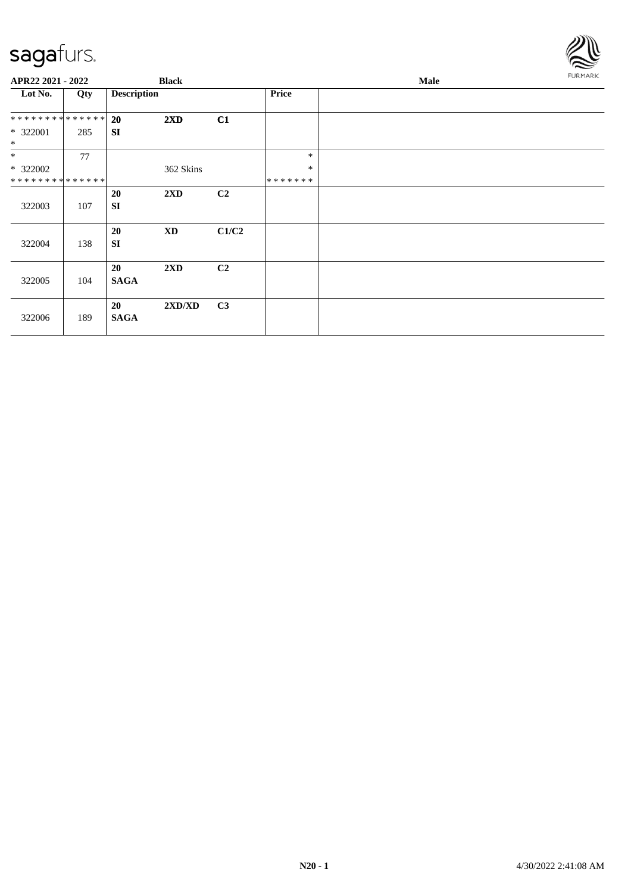**APR22 2021 - 2022** **Black** **Male**

| Lot No. | Qty | Description | | | Price | |
|---|---|---|---|---|---|---|
| ************** | | **20** | **2XD** | **C1** | | |
| * 322001 | 285 | **SI** | | | | |
| * | | | | | | |
| * | 77 | | | | * | |
| * 322002 | | | 362 Skins | | * | |
| ************** | | | | | ******* | |
| 322003 | 107 | **20** **SI** | **2XD** | **C2** | | |
| 322004 | 138 | **20** **SI** | **XD** | **C1/C2** | | |
| 322005 | 104 | **20** **SAGA** | **2XD** | **C2** | | |
| 322006 | 189 | **20** **SAGA** | **2XD/XD** | **C3** | | |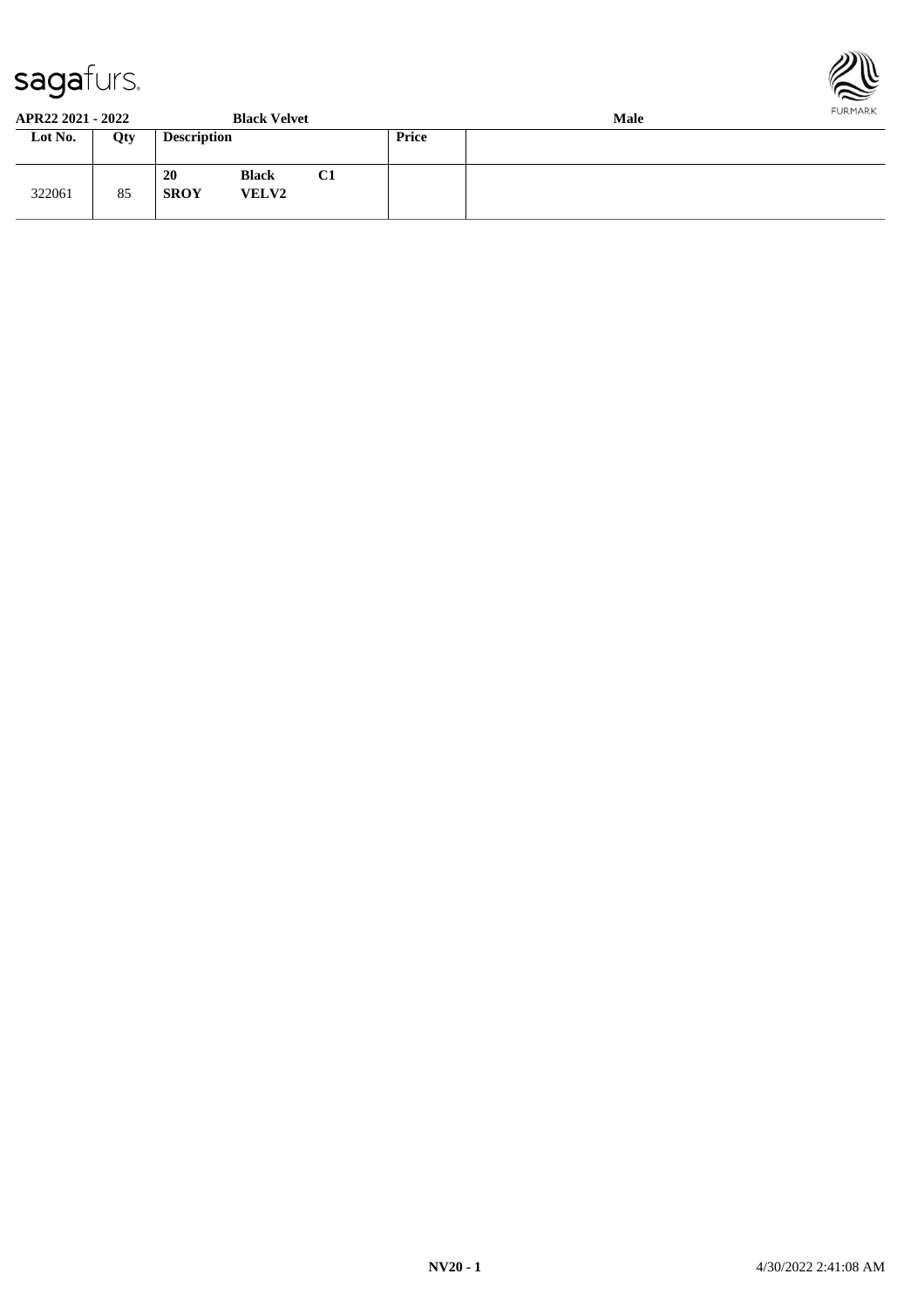**APR22 2021 - 2022** **Black Velvet** **Male**

| Lot No. | Qty | Description | | | Price | |
|---|---|---|---|---|---|---|
| 322061 | 85 | **20** **SROY** | **Black** **VELV2** | **C1** | | |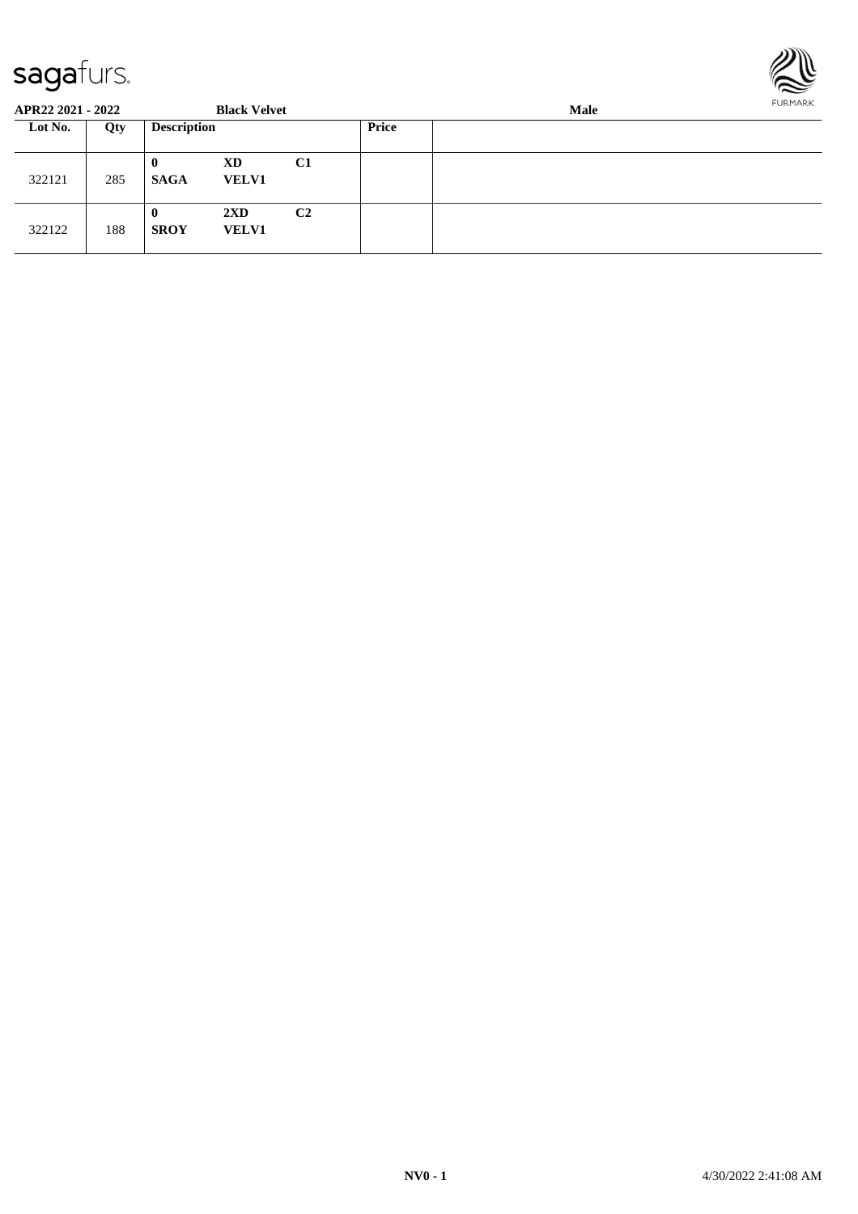| APR22 2021 - 2022 | | Black Velvet | | | Male |
|---|---|---|---|---|---|
| **Lot No.** | **Qty** | **Description** | | | **Price** | |
| 322121 | 285 | **0** **SAGA** | **XD** **VELV1** | **C1** | | |
| 322122 | 188 | **0** **SROY** | **2XD** **VELV1** | **C2** | | |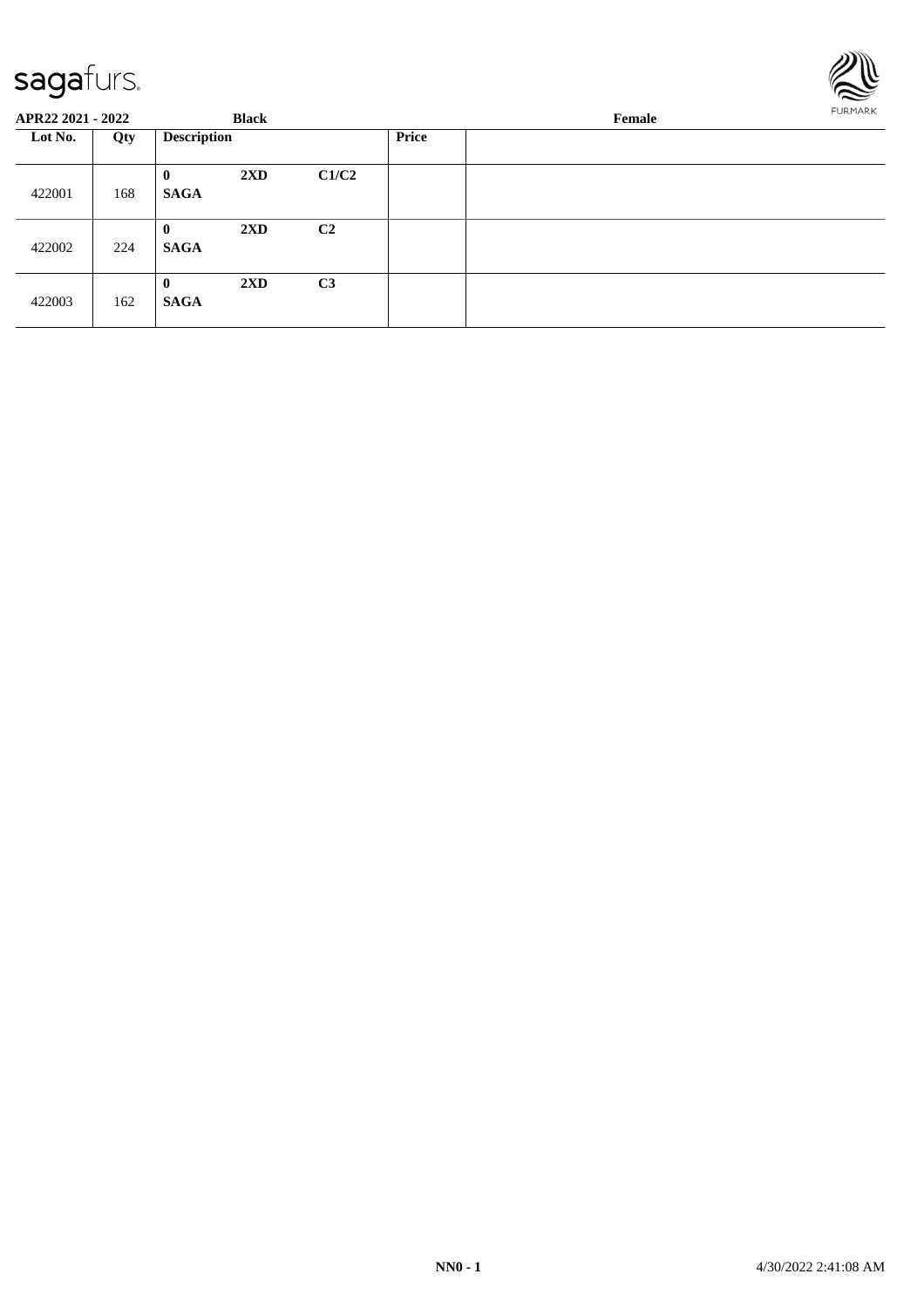**APR22 2021 - 2022** **Black** **Female**

| Lot No. | Qty | Description | | | Price | |
|---|---|---|---|---|---|---|
| 422001 | 168 | **0** **SAGA** | **2XD** | **C1/C2** | | |
| 422002 | 224 | **0** **SAGA** | **2XD** | **C2** | | |
| 422003 | 162 | **0** **SAGA** | **2XD** | **C3** | | |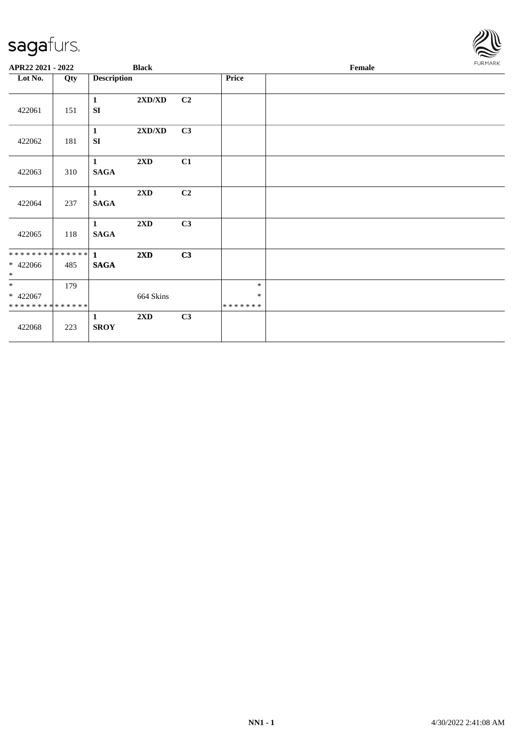**APR22 2021 - 2022** **Black** **Female**

| Lot No. | Qty | Description | | | Price | |
|---|---|---|---|---|---|---|
| 422061 | 151 | **1** **SI** | **2XD/XD** | **C2** | | |
| 422062 | 181 | **1** **SI** | **2XD/XD** | **C3** | | |
| 422063 | 310 | **1** **SAGA** | **2XD** | **C1** | | |
| 422064 | 237 | **1** **SAGA** | **2XD** | **C2** | | |
| 422065 | 118 | **1** **SAGA** | **2XD** | **C3** | | |
| ************** * 422066 * | 485 | **1** **SAGA** | **2XD** | **C3** | | |
| * * 422067 ************** | 179 | | 664 Skins | | * * ******* | |
| 422068 | 223 | **1** **SROY** | **2XD** | **C3** | | |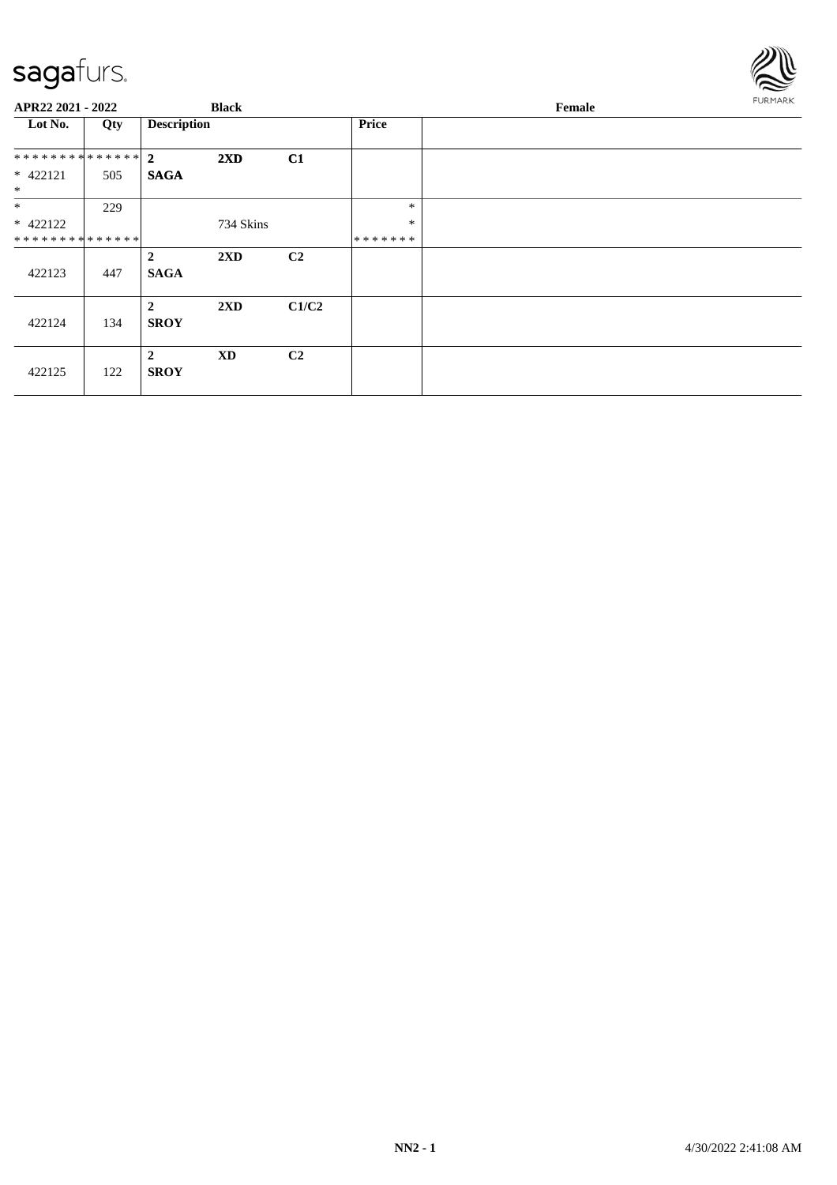APR22 2021 - 2022 **Black** **Female**

| Lot No. | Qty | Description | | | Price | |
|---|---|---|---|---|---|---|
| ************** | | **2** | **2XD** | **C1** | | |
| * 422121 | 505 | **SAGA** | | | | |
| * | | | | | | |
| * | 229 | | | | * | |
| * 422122 | | | 734 Skins | | * | |
| ************** | | | | | ******* | |
| | | **2** | **2XD** | **C2** | | |
| 422123 | 447 | **SAGA** | | | | |
| | | **2** | **2XD** | **C1/C2** | | |
| 422124 | 134 | **SROY** | | | | |
| | | **2** | **XD** | **C2** | | |
| 422125 | 122 | **SROY** | | | | |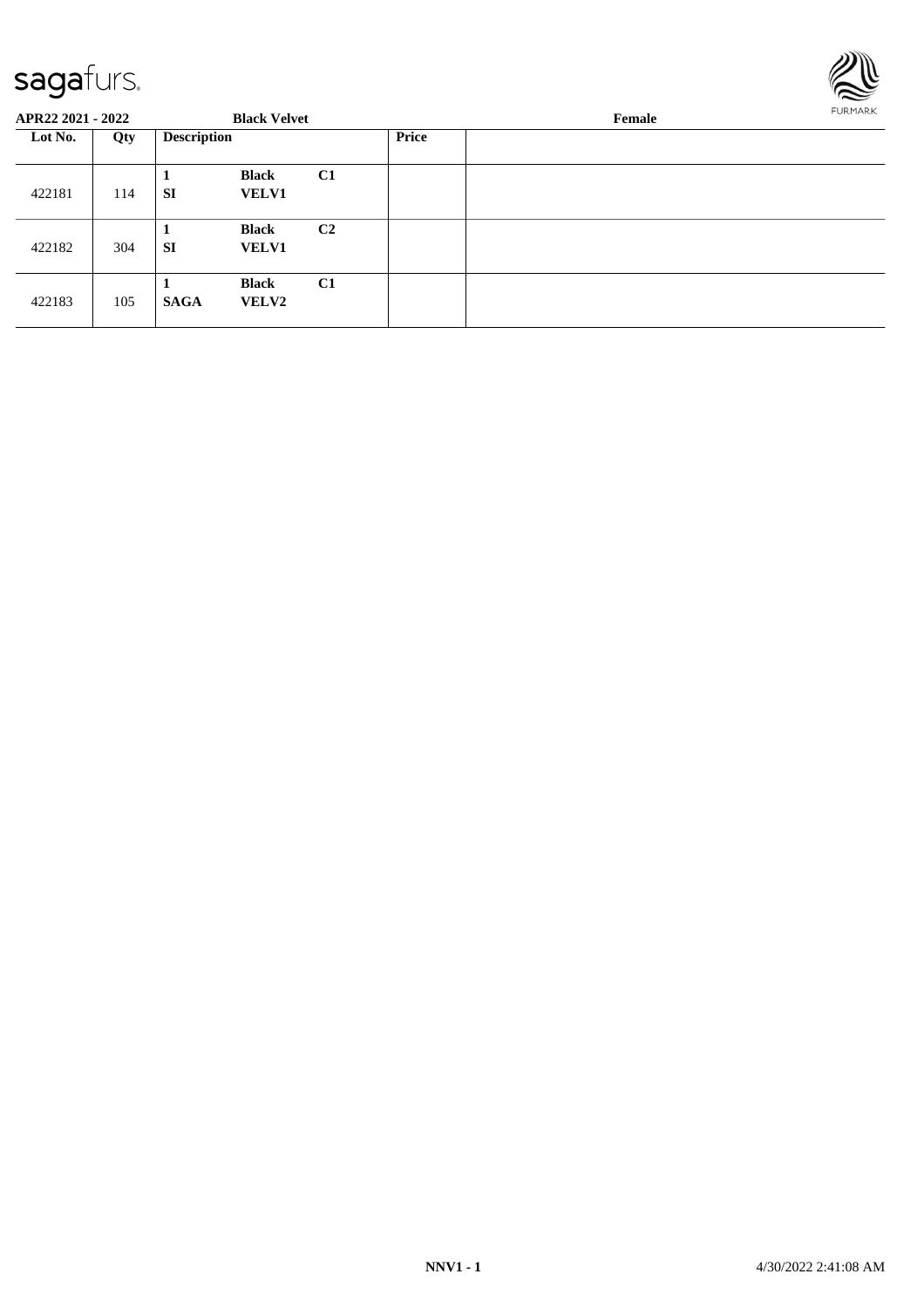**APR22 2021 - 2022** **Black Velvet** **Female**

| Lot No. | Qty | Description | | | Price | |
|---|---|---|---|---|---|---|
| 422181 | 114 | 1<br>SI | Black<br>VELV1 | C1 | | |
| 422182 | 304 | 1<br>SI | Black<br>VELV1 | C2 | | |
| 422183 | 105 | 1<br>SAGA | Black<br>VELV2 | C1 | | |

NNV1 - 1

4/30/2022 2:41:08 AM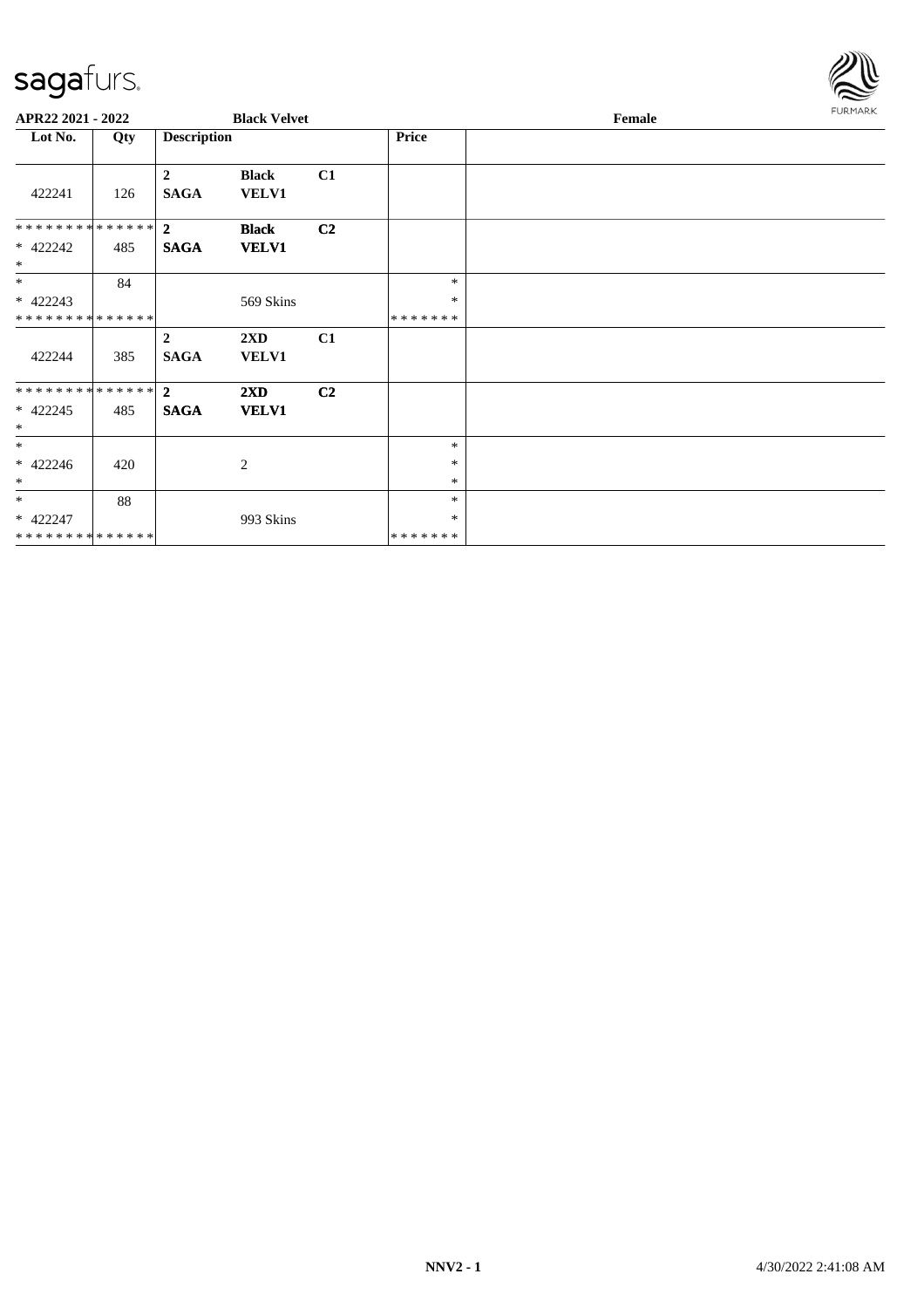**APR22 2021 - 2022** **Black Velvet** **Female**

| Lot No. | Qty | Description | | | Price | |
|---|---|---|---|---|---|---|
| 422241 | 126 | **2** **SAGA** | **Black** **VELV1** | **C1** | | |
| ************** * 422242 * | 485 | **2** **SAGA** | **Black** **VELV1** | **C2** | | |
| * * 422243 ************** | 84 | | 569 Skins | | * * ******* | |
| 422244 | 385 | **2** **SAGA** | **2XD** **VELV1** | **C1** | | |
| ************** * 422245 * | 485 | **2** **SAGA** | **2XD** **VELV1** | **C2** | | |
| * * 422246 * | 420 | | 2 | | * * * | |
| * * 422247 ************** | 88 | | 993 Skins | | * * ******* | |